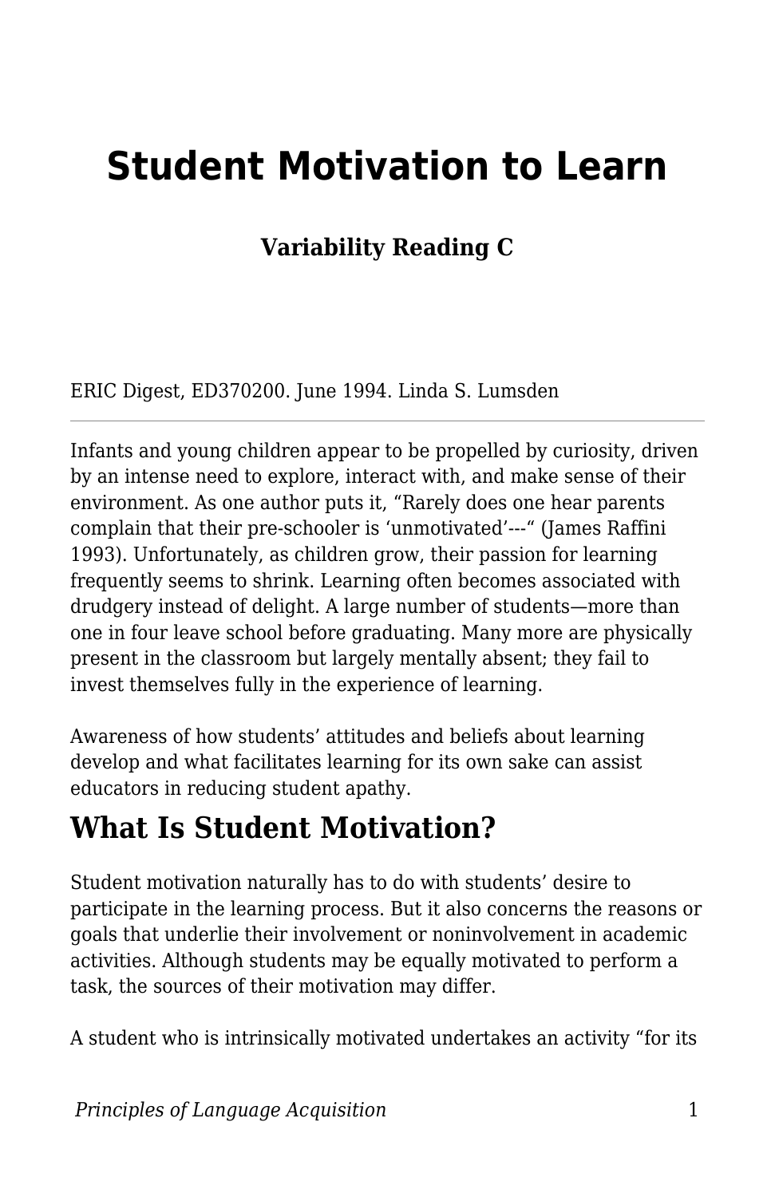# Student Motivation to Learn

### Variability Reading C

ERIC Digest, ED370200. June 1994. Linda S. Lumsden

---

Infants and young children appear to be propelled by curiosity, driven by an intense need to explore, interact with, and make sense of their environment. As one author puts it, "Rarely does one hear parents complain that their pre-schooler is 'unmotivated'---" (James Raffini 1993). Unfortunately, as children grow, their passion for learning frequently seems to shrink. Learning often becomes associated with drudgery instead of delight. A large number of students—more than one in four leave school before graduating. Many more are physically present in the classroom but largely mentally absent; they fail to invest themselves fully in the experience of learning.

Awareness of how students' attitudes and beliefs about learning develop and what facilitates learning for its own sake can assist educators in reducing student apathy.

## What Is Student Motivation?

Student motivation naturally has to do with students' desire to participate in the learning process. But it also concerns the reasons or goals that underlie their involvement or noninvolvement in academic activities. Although students may be equally motivated to perform a task, the sources of their motivation may differ.

A student who is intrinsically motivated undertakes an activity "for its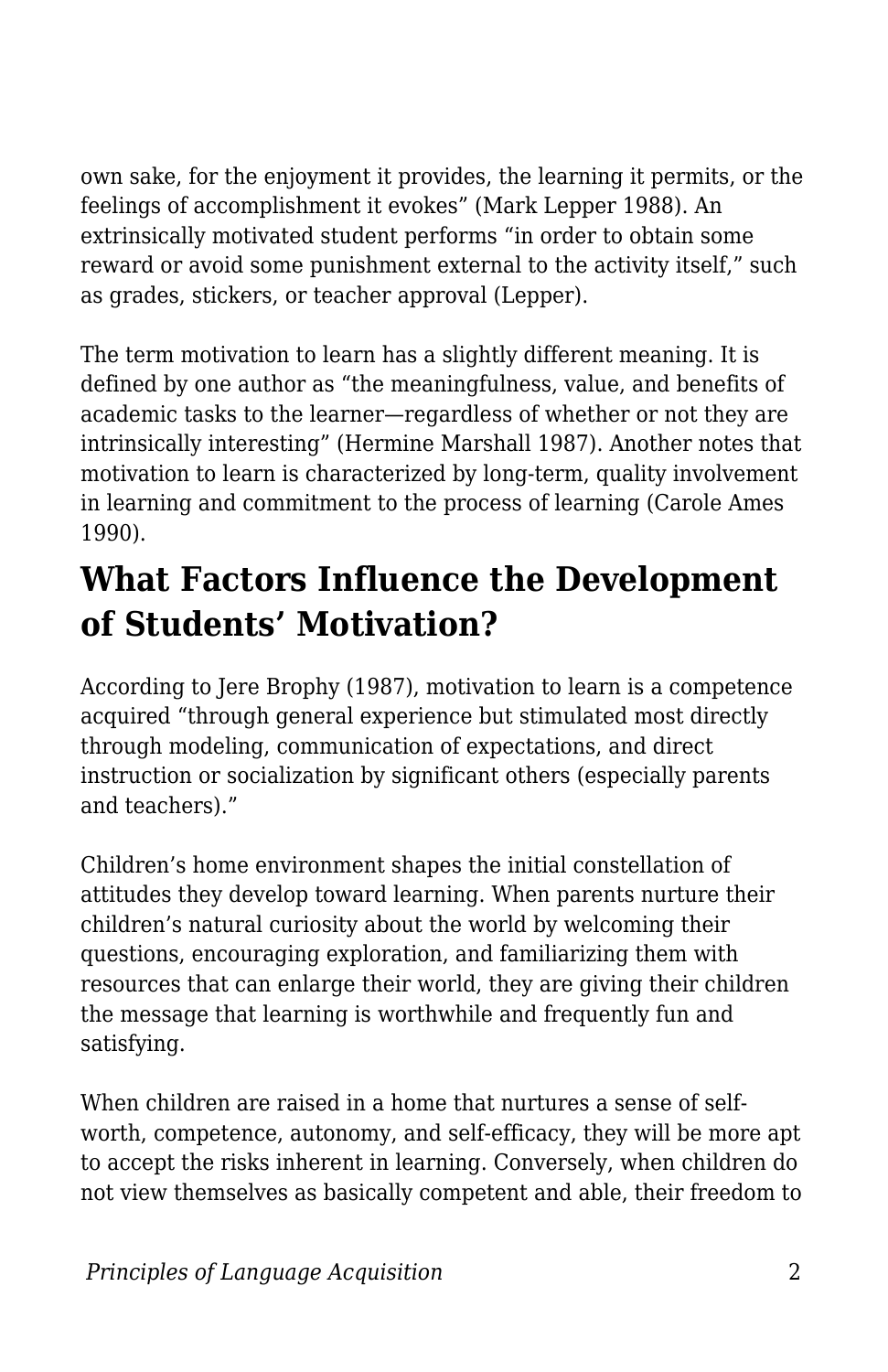own sake, for the enjoyment it provides, the learning it permits, or the feelings of accomplishment it evokes” (Mark Lepper 1988). An extrinsically motivated student performs “in order to obtain some reward or avoid some punishment external to the activity itself,” such as grades, stickers, or teacher approval (Lepper).

The term motivation to learn has a slightly different meaning. It is defined by one author as “the meaningfulness, value, and benefits of academic tasks to the learner—regardless of whether or not they are intrinsically interesting” (Hermine Marshall 1987). Another notes that motivation to learn is characterized by long-term, quality involvement in learning and commitment to the process of learning (Carole Ames 1990).

## What Factors Influence the Development of Students’ Motivation?

According to Jere Brophy (1987), motivation to learn is a competence acquired “through general experience but stimulated most directly through modeling, communication of expectations, and direct instruction or socialization by significant others (especially parents and teachers).”

Children’s home environment shapes the initial constellation of attitudes they develop toward learning. When parents nurture their children’s natural curiosity about the world by welcoming their questions, encouraging exploration, and familiarizing them with resources that can enlarge their world, they are giving their children the message that learning is worthwhile and frequently fun and satisfying.

When children are raised in a home that nurtures a sense of self-worth, competence, autonomy, and self-efficacy, they will be more apt to accept the risks inherent in learning. Conversely, when children do not view themselves as basically competent and able, their freedom to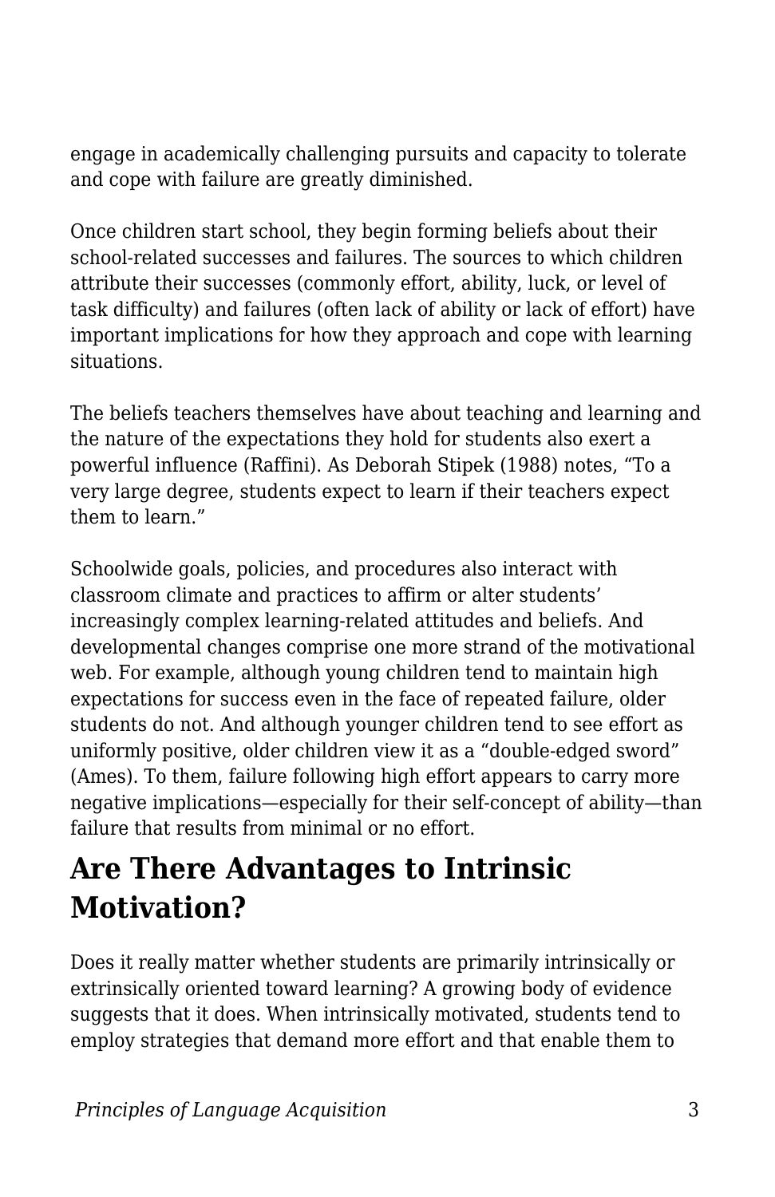engage in academically challenging pursuits and capacity to tolerate and cope with failure are greatly diminished.

Once children start school, they begin forming beliefs about their school-related successes and failures. The sources to which children attribute their successes (commonly effort, ability, luck, or level of task difficulty) and failures (often lack of ability or lack of effort) have important implications for how they approach and cope with learning situations.

The beliefs teachers themselves have about teaching and learning and the nature of the expectations they hold for students also exert a powerful influence (Raffini). As Deborah Stipek (1988) notes, “To a very large degree, students expect to learn if their teachers expect them to learn.”

Schoolwide goals, policies, and procedures also interact with classroom climate and practices to affirm or alter students’ increasingly complex learning-related attitudes and beliefs. And developmental changes comprise one more strand of the motivational web. For example, although young children tend to maintain high expectations for success even in the face of repeated failure, older students do not. And although younger children tend to see effort as uniformly positive, older children view it as a “double-edged sword” (Ames). To them, failure following high effort appears to carry more negative implications—especially for their self-concept of ability—than failure that results from minimal or no effort.

## Are There Advantages to Intrinsic Motivation?

Does it really matter whether students are primarily intrinsically or extrinsically oriented toward learning? A growing body of evidence suggests that it does. When intrinsically motivated, students tend to employ strategies that demand more effort and that enable them to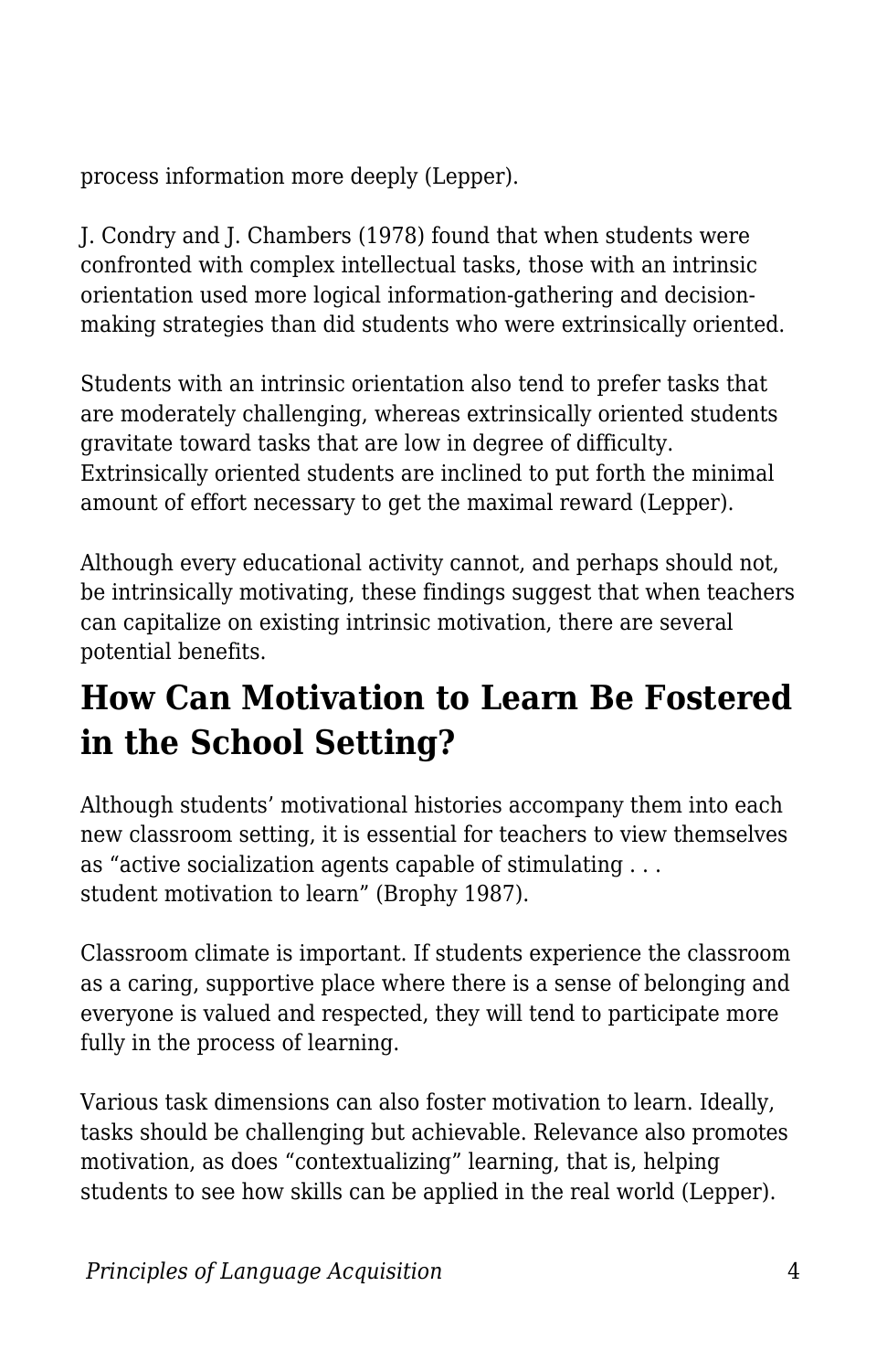process information more deeply (Lepper).

J. Condry and J. Chambers (1978) found that when students were confronted with complex intellectual tasks, those with an intrinsic orientation used more logical information-gathering and decision-making strategies than did students who were extrinsically oriented.

Students with an intrinsic orientation also tend to prefer tasks that are moderately challenging, whereas extrinsically oriented students gravitate toward tasks that are low in degree of difficulty. Extrinsically oriented students are inclined to put forth the minimal amount of effort necessary to get the maximal reward (Lepper).

Although every educational activity cannot, and perhaps should not, be intrinsically motivating, these findings suggest that when teachers can capitalize on existing intrinsic motivation, there are several potential benefits.

## How Can Motivation to Learn Be Fostered in the School Setting?

Although students' motivational histories accompany them into each new classroom setting, it is essential for teachers to view themselves as "active socialization agents capable of stimulating . . . student motivation to learn" (Brophy 1987).

Classroom climate is important. If students experience the classroom as a caring, supportive place where there is a sense of belonging and everyone is valued and respected, they will tend to participate more fully in the process of learning.

Various task dimensions can also foster motivation to learn. Ideally, tasks should be challenging but achievable. Relevance also promotes motivation, as does "contextualizing" learning, that is, helping students to see how skills can be applied in the real world (Lepper).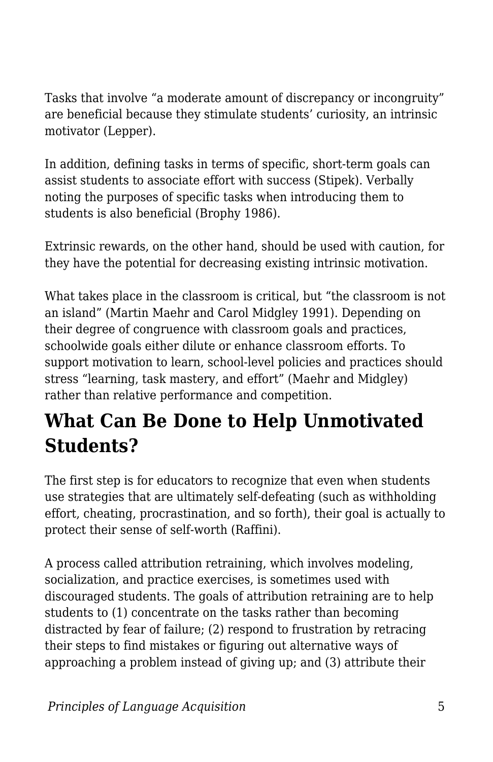Tasks that involve “a moderate amount of discrepancy or incongruity” are beneficial because they stimulate students’ curiosity, an intrinsic motivator (Lepper).

In addition, defining tasks in terms of specific, short-term goals can assist students to associate effort with success (Stipek). Verbally noting the purposes of specific tasks when introducing them to students is also beneficial (Brophy 1986).

Extrinsic rewards, on the other hand, should be used with caution, for they have the potential for decreasing existing intrinsic motivation.

What takes place in the classroom is critical, but “the classroom is not an island” (Martin Maehr and Carol Midgley 1991). Depending on their degree of congruence with classroom goals and practices, schoolwide goals either dilute or enhance classroom efforts. To support motivation to learn, school-level policies and practices should stress “learning, task mastery, and effort” (Maehr and Midgley) rather than relative performance and competition.

## What Can Be Done to Help Unmotivated Students?

The first step is for educators to recognize that even when students use strategies that are ultimately self-defeating (such as withholding effort, cheating, procrastination, and so forth), their goal is actually to protect their sense of self-worth (Raffini).

A process called attribution retraining, which involves modeling, socialization, and practice exercises, is sometimes used with discouraged students. The goals of attribution retraining are to help students to (1) concentrate on the tasks rather than becoming distracted by fear of failure; (2) respond to frustration by retracing their steps to find mistakes or figuring out alternative ways of approaching a problem instead of giving up; and (3) attribute their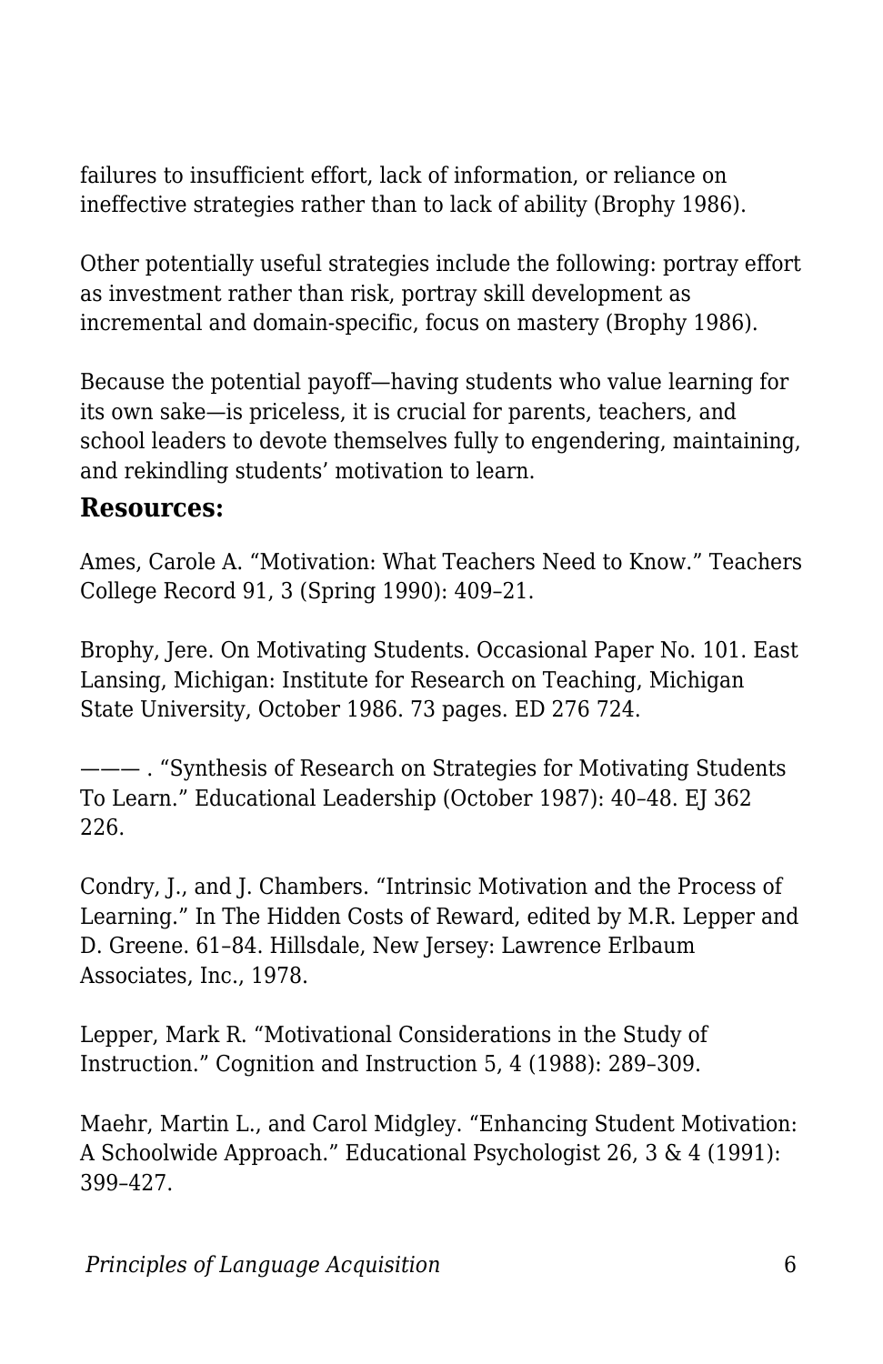failures to insufficient effort, lack of information, or reliance on ineffective strategies rather than to lack of ability (Brophy 1986).

Other potentially useful strategies include the following: portray effort as investment rather than risk, portray skill development as incremental and domain-specific, focus on mastery (Brophy 1986).

Because the potential payoff—having students who value learning for its own sake—is priceless, it is crucial for parents, teachers, and school leaders to devote themselves fully to engendering, maintaining, and rekindling students' motivation to learn.

### Resources:

Ames, Carole A. "Motivation: What Teachers Need to Know." Teachers College Record 91, 3 (Spring 1990): 409–21.

Brophy, Jere. On Motivating Students. Occasional Paper No. 101. East Lansing, Michigan: Institute for Research on Teaching, Michigan State University, October 1986. 73 pages. ED 276 724.

——— . "Synthesis of Research on Strategies for Motivating Students To Learn." Educational Leadership (October 1987): 40–48. EJ 362 226.

Condry, J., and J. Chambers. "Intrinsic Motivation and the Process of Learning." In The Hidden Costs of Reward, edited by M.R. Lepper and D. Greene. 61–84. Hillsdale, New Jersey: Lawrence Erlbaum Associates, Inc., 1978.

Lepper, Mark R. "Motivational Considerations in the Study of Instruction." Cognition and Instruction 5, 4 (1988): 289–309.

Maehr, Martin L., and Carol Midgley. "Enhancing Student Motivation: A Schoolwide Approach." Educational Psychologist 26, 3 & 4 (1991): 399–427.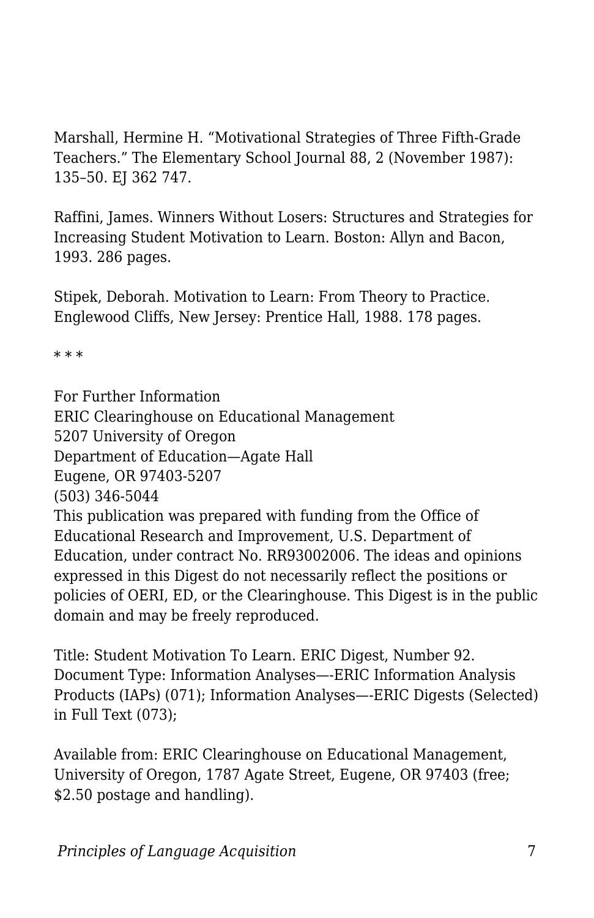Marshall, Hermine H. “Motivational Strategies of Three Fifth-Grade Teachers.” The Elementary School Journal 88, 2 (November 1987): 135–50. EJ 362 747.

Raffini, James. Winners Without Losers: Structures and Strategies for Increasing Student Motivation to Learn. Boston: Allyn and Bacon, 1993. 286 pages.

Stipek, Deborah. Motivation to Learn: From Theory to Practice. Englewood Cliffs, New Jersey: Prentice Hall, 1988. 178 pages.

* * *

For Further Information
ERIC Clearinghouse on Educational Management
5207 University of Oregon
Department of Education—Agate Hall
Eugene, OR 97403-5207
(503) 346-5044
This publication was prepared with funding from the Office of Educational Research and Improvement, U.S. Department of Education, under contract No. RR93002006. The ideas and opinions expressed in this Digest do not necessarily reflect the positions or policies of OERI, ED, or the Clearinghouse. This Digest is in the public domain and may be freely reproduced.

Title: Student Motivation To Learn. ERIC Digest, Number 92.
Document Type: Information Analyses—-ERIC Information Analysis Products (IAPs) (071); Information Analyses—-ERIC Digests (Selected) in Full Text (073);

Available from: ERIC Clearinghouse on Educational Management, University of Oregon, 1787 Agate Street, Eugene, OR 97403 (free; $2.50 postage and handling).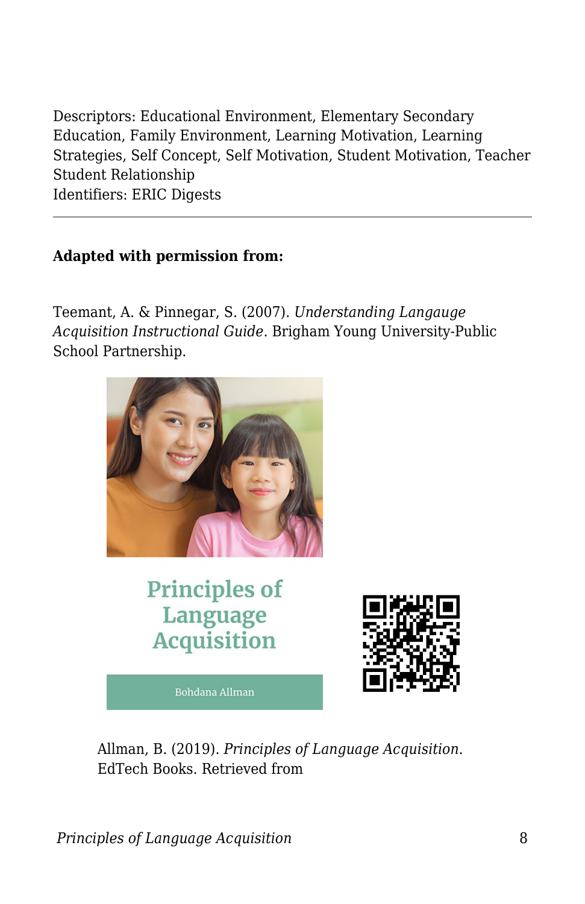Descriptors: Educational Environment, Elementary Secondary Education, Family Environment, Learning Motivation, Learning Strategies, Self Concept, Self Motivation, Student Motivation, Teacher Student Relationship
Identifiers: ERIC Digests

---

**Adapted with permission from:**

Teemant, A. & Pinnegar, S. (2007). *Understanding Langauge Acquisition Instructional Guide.* Brigham Young University-Public School Partnership.

Allman, B. (2019). *Principles of Language Acquisition*. EdTech Books. Retrieved from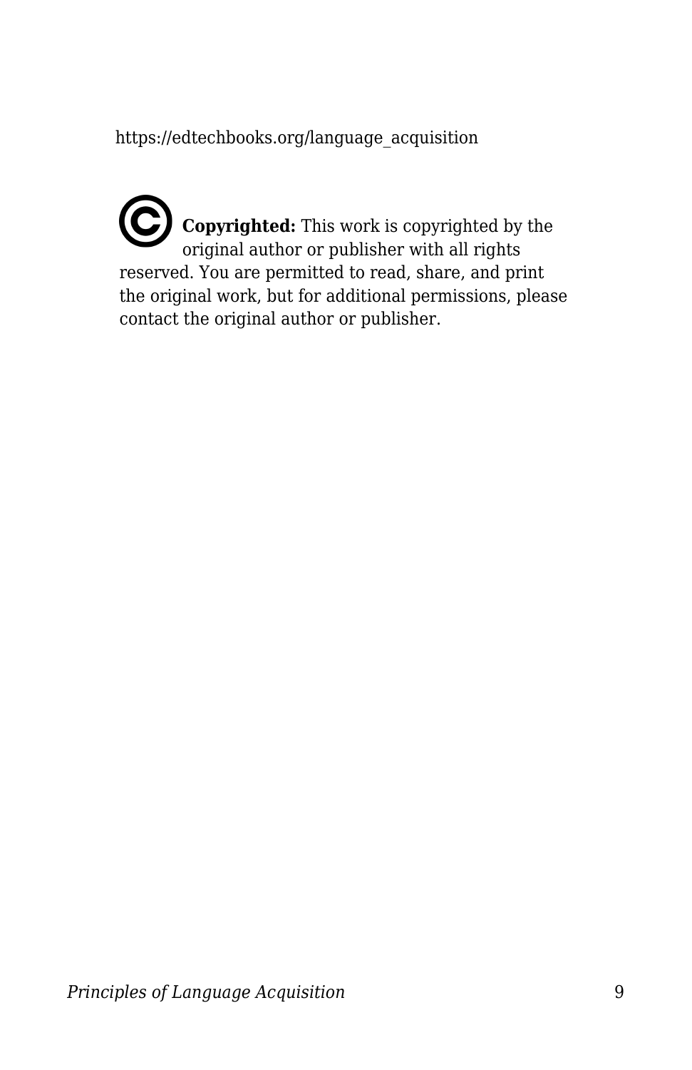https://edtechbooks.org/language_acquisition

**Copyrighted:** This work is copyrighted by the original author or publisher with all rights reserved. You are permitted to read, share, and print the original work, but for additional permissions, please contact the original author or publisher.